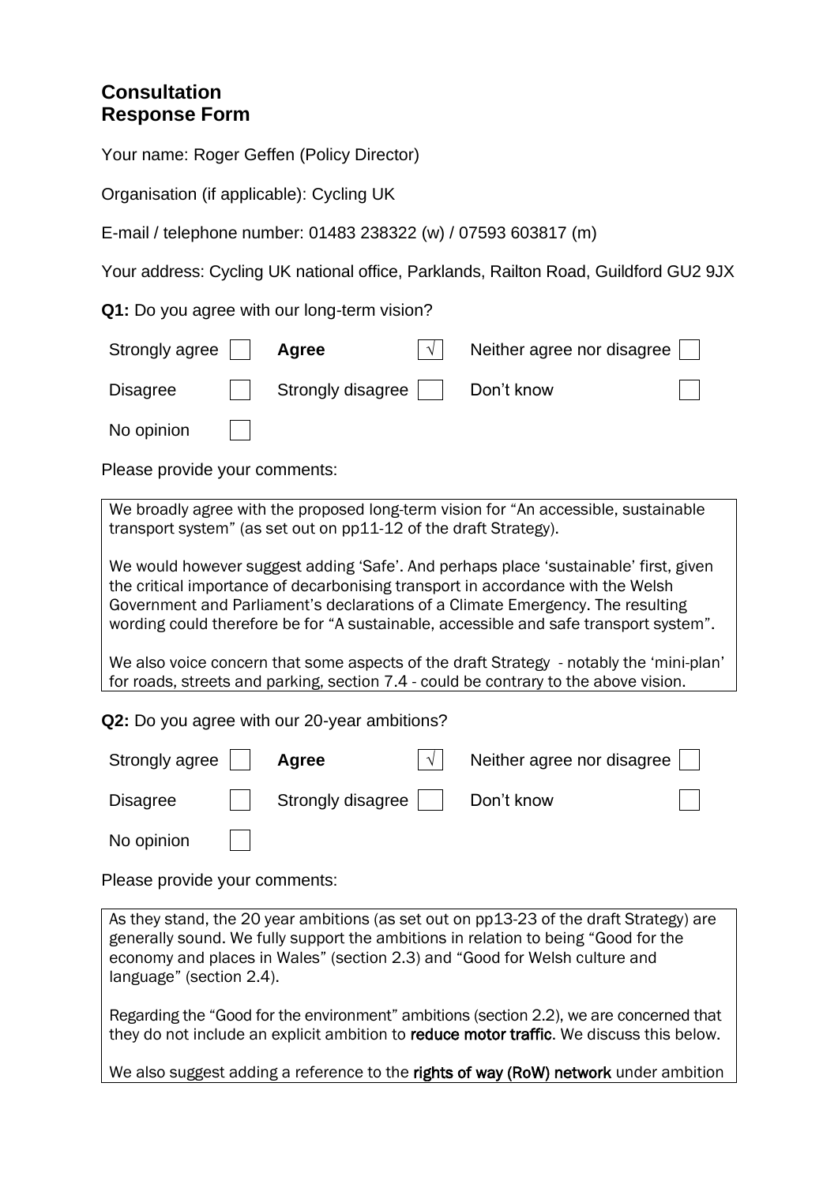# Consultation Response Form

Your name: Roger Geffen (Policy Director)

Organisation (if applicable): Cycling UK

E-mail / telephone number: 01483 238322 (w) / 07593 603817 (m)

Your address: Cycling UK national office, Parklands, Railton Road, Guildford GU2 9JX

**Q1:** Do you agree with our long-term vision?

| | | | | | |
|---|---|---|---|---|---|
| Strongly agree | ☐ | **Agree** | √ | Neither agree nor disagree | ☐ |
| Disagree | ☐ | Strongly disagree | ☐ | Don't know | ☐ |
| No opinion | ☐ | | | | |

Please provide your comments:

We broadly agree with the proposed long-term vision for "An accessible, sustainable transport system" (as set out on pp11-12 of the draft Strategy).

We would however suggest adding 'Safe'. And perhaps place 'sustainable' first, given the critical importance of decarbonising transport in accordance with the Welsh Government and Parliament's declarations of a Climate Emergency. The resulting wording could therefore be for "A sustainable, accessible and safe transport system".

We also voice concern that some aspects of the draft Strategy - notably the 'mini-plan' for roads, streets and parking, section 7.4 - could be contrary to the above vision.

**Q2:** Do you agree with our 20-year ambitions?

| | | | | | |
|---|---|---|---|---|---|
| Strongly agree | ☐ | **Agree** | √ | Neither agree nor disagree | ☐ |
| Disagree | ☐ | Strongly disagree | ☐ | Don't know | ☐ |
| No opinion | ☐ | | | | |

Please provide your comments:

As they stand, the 20 year ambitions (as set out on pp13-23 of the draft Strategy) are generally sound. We fully support the ambitions in relation to being "Good for the economy and places in Wales" (section 2.3) and "Good for Welsh culture and language" (section 2.4).

Regarding the "Good for the environment" ambitions (section 2.2), we are concerned that they do not include an explicit ambition to **reduce motor traffic**. We discuss this below.

We also suggest adding a reference to the **rights of way (RoW) network** under ambition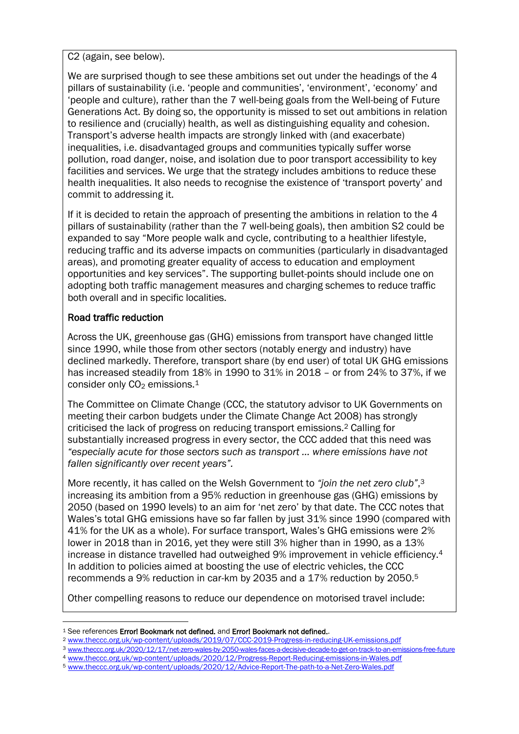C2 (again, see below).

We are surprised though to see these ambitions set out under the headings of the 4 pillars of sustainability (i.e. 'people and communities', 'environment', 'economy' and 'people and culture), rather than the 7 well-being goals from the Well-being of Future Generations Act. By doing so, the opportunity is missed to set out ambitions in relation to resilience and (crucially) health, as well as distinguishing equality and cohesion. Transport's adverse health impacts are strongly linked with (and exacerbate) inequalities, i.e. disadvantaged groups and communities typically suffer worse pollution, road danger, noise, and isolation due to poor transport accessibility to key facilities and services. We urge that the strategy includes ambitions to reduce these health inequalities. It also needs to recognise the existence of 'transport poverty' and commit to addressing it.

If it is decided to retain the approach of presenting the ambitions in relation to the 4 pillars of sustainability (rather than the 7 well-being goals), then ambition S2 could be expanded to say "More people walk and cycle, contributing to a healthier lifestyle, reducing traffic and its adverse impacts on communities (particularly in disadvantaged areas), and promoting greater equality of access to education and employment opportunities and key services". The supporting bullet-points should include one on adopting both traffic management measures and charging schemes to reduce traffic both overall and in specific localities.

## Road traffic reduction

Across the UK, greenhouse gas (GHG) emissions from transport have changed little since 1990, while those from other sectors (notably energy and industry) have declined markedly. Therefore, transport share (by end user) of total UK GHG emissions has increased steadily from 18% in 1990 to 31% in 2018 – or from 24% to 37%, if we consider only $CO_2$ emissions.[1]

The Committee on Climate Change (CCC, the statutory advisor to UK Governments on meeting their carbon budgets under the Climate Change Act 2008) has strongly criticised the lack of progress on reducing transport emissions.[2] Calling for substantially increased progress in every sector, the CCC added that this need was *"especially acute for those sectors such as transport … where emissions have not fallen significantly over recent years"*.

More recently, it has called on the Welsh Government to *"join the net zero club"*,[3] increasing its ambition from a 95% reduction in greenhouse gas (GHG) emissions by 2050 (based on 1990 levels) to an aim for 'net zero' by that date. The CCC notes that Wales's total GHG emissions have so far fallen by just 31% since 1990 (compared with 41% for the UK as a whole). For surface transport, Wales's GHG emissions were 2% lower in 2018 than in 2016, yet they were still 3% higher than in 1990, as a 13% increase in distance travelled had outweighed 9% improvement in vehicle efficiency.[4] In addition to policies aimed at boosting the use of electric vehicles, the CCC recommends a 9% reduction in car-km by 2035 and a 17% reduction by 2050.[5]

Other compelling reasons to reduce our dependence on motorised travel include:

---

[1] See references **Error! Bookmark not defined.** and **Error! Bookmark not defined.**.

[2] www.theccc.org.uk/wp-content/uploads/2019/07/CCC-2019-Progress-in-reducing-UK-emissions.pdf

[3] www.theccc.org.uk/2020/12/17/net-zero-wales-by-2050-wales-faces-a-decisive-decade-to-get-on-track-to-an-emissions-free-future

[4] www.theccc.org.uk/wp-content/uploads/2020/12/Progress-Report-Reducing-emissions-in-Wales.pdf

[5] www.theccc.org.uk/wp-content/uploads/2020/12/Advice-Report-The-path-to-a-Net-Zero-Wales.pdf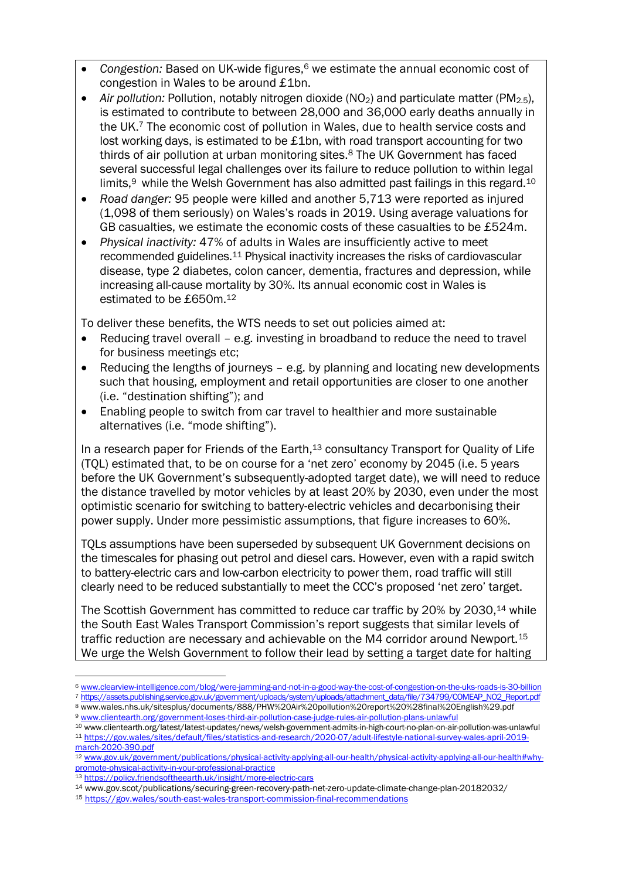- *Congestion:* Based on UK-wide figures,[6] we estimate the annual economic cost of congestion in Wales to be around £1bn.
- *Air pollution:* Pollution, notably nitrogen dioxide ($NO_2$) and particulate matter ($PM_{2.5}$), is estimated to contribute to between 28,000 and 36,000 early deaths annually in the UK.[7] The economic cost of pollution in Wales, due to health service costs and lost working days, is estimated to be £1bn, with road transport accounting for two thirds of air pollution at urban monitoring sites.[8] The UK Government has faced several successful legal challenges over its failure to reduce pollution to within legal limits,[9] while the Welsh Government has also admitted past failings in this regard.[10]
- *Road danger:* 95 people were killed and another 5,713 were reported as injured (1,098 of them seriously) on Wales's roads in 2019. Using average valuations for GB casualties, we estimate the economic costs of these casualties to be £524m.
- *Physical inactivity:* 47% of adults in Wales are insufficiently active to meet recommended guidelines.[11] Physical inactivity increases the risks of cardiovascular disease, type 2 diabetes, colon cancer, dementia, fractures and depression, while increasing all-cause mortality by 30%. Its annual economic cost in Wales is estimated to be £650m.[12]

To deliver these benefits, the WTS needs to set out policies aimed at:

- Reducing travel overall – e.g. investing in broadband to reduce the need to travel for business meetings etc;
- Reducing the lengths of journeys – e.g. by planning and locating new developments such that housing, employment and retail opportunities are closer to one another (i.e. "destination shifting"); and
- Enabling people to switch from car travel to healthier and more sustainable alternatives (i.e. "mode shifting").

In a research paper for Friends of the Earth,[13] consultancy Transport for Quality of Life (TQL) estimated that, to be on course for a 'net zero' economy by 2045 (i.e. 5 years before the UK Government's subsequently-adopted target date), we will need to reduce the distance travelled by motor vehicles by at least 20% by 2030, even under the most optimistic scenario for switching to battery-electric vehicles and decarbonising their power supply. Under more pessimistic assumptions, that figure increases to 60%.

TQLs assumptions have been superseded by subsequent UK Government decisions on the timescales for phasing out petrol and diesel cars. However, even with a rapid switch to battery-electric cars and low-carbon electricity to power them, road traffic will still clearly need to be reduced substantially to meet the CCC's proposed 'net zero' target.

The Scottish Government has committed to reduce car traffic by 20% by 2030,[14] while the South East Wales Transport Commission's report suggests that similar levels of traffic reduction are necessary and achievable on the M4 corridor around Newport.[15] We urge the Welsh Government to follow their lead by setting a target date for halting

---

[6] www.clearview-intelligence.com/blog/were-jamming-and-not-in-a-good-way-the-cost-of-congestion-on-the-uks-roads-is-30-billion

[7] https://assets.publishing.service.gov.uk/government/uploads/system/uploads/attachment_data/file/734799/COMEAP_NO2_Report.pdf

[8] www.wales.nhs.uk/sitesplus/documents/888/PHW%20Air%20pollution%20report%20%28final%20English%29.pdf

[9] www.clientearth.org/government-loses-third-air-pollution-case-judge-rules-air-pollution-plans-unlawful

[10] www.clientearth.org/latest/latest-updates/news/welsh-government-admits-in-high-court-no-plan-on-air-pollution-was-unlawful

[11] https://gov.wales/sites/default/files/statistics-and-research/2020-07/adult-lifestyle-national-survey-wales-april-2019-march-2020-390.pdf

[12] www.gov.uk/government/publications/physical-activity-applying-all-our-health/physical-activity-applying-all-our-health#why-promote-physical-activity-in-your-professional-practice

[13] https://policy.friendsoftheearth.uk/insight/more-electric-cars

[14] www.gov.scot/publications/securing-green-recovery-path-net-zero-update-climate-change-plan-20182032/

[15] https://gov.wales/south-east-wales-transport-commission-final-recommendations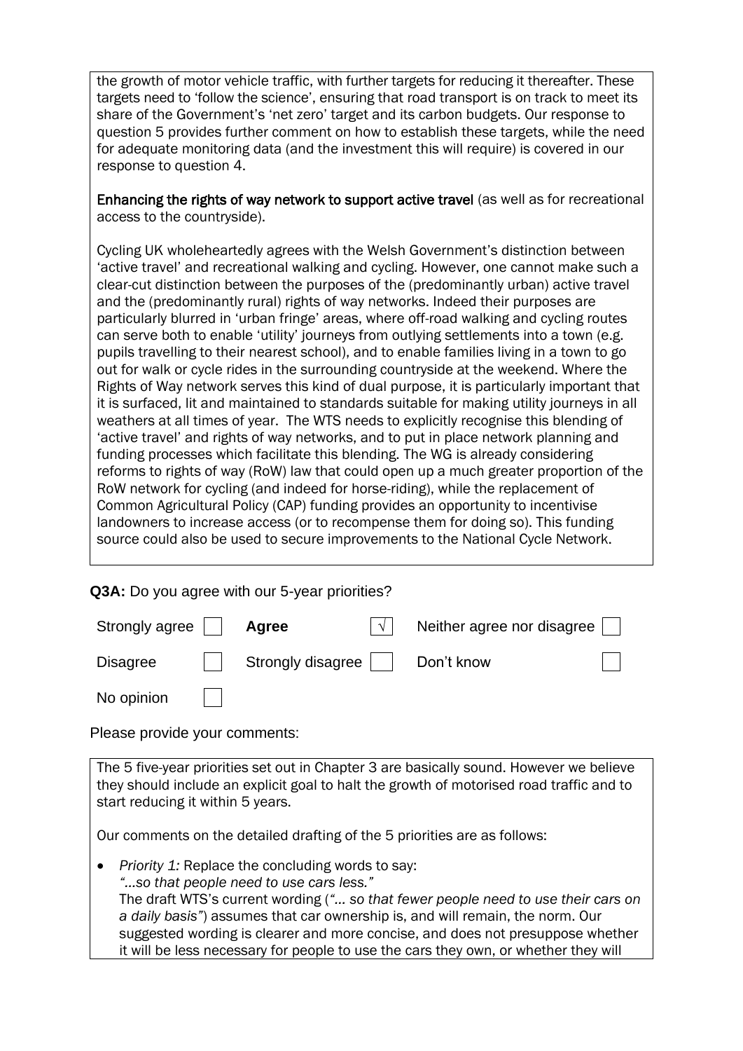the growth of motor vehicle traffic, with further targets for reducing it thereafter. These targets need to 'follow the science', ensuring that road transport is on track to meet its share of the Government's 'net zero' target and its carbon budgets. Our response to question 5 provides further comment on how to establish these targets, while the need for adequate monitoring data (and the investment this will require) is covered in our response to question 4.

**Enhancing the rights of way network to support active travel** (as well as for recreational access to the countryside).

Cycling UK wholeheartedly agrees with the Welsh Government's distinction between 'active travel' and recreational walking and cycling. However, one cannot make such a clear-cut distinction between the purposes of the (predominantly urban) active travel and the (predominantly rural) rights of way networks. Indeed their purposes are particularly blurred in 'urban fringe' areas, where off-road walking and cycling routes can serve both to enable 'utility' journeys from outlying settlements into a town (e.g. pupils travelling to their nearest school), and to enable families living in a town to go out for walk or cycle rides in the surrounding countryside at the weekend. Where the Rights of Way network serves this kind of dual purpose, it is particularly important that it is surfaced, lit and maintained to standards suitable for making utility journeys in all weathers at all times of year. The WTS needs to explicitly recognise this blending of 'active travel' and rights of way networks, and to put in place network planning and funding processes which facilitate this blending. The WG is already considering reforms to rights of way (RoW) law that could open up a much greater proportion of the RoW network for cycling (and indeed for horse-riding), while the replacement of Common Agricultural Policy (CAP) funding provides an opportunity to incentivise landowners to increase access (or to recompense them for doing so). This funding source could also be used to secure improvements to the National Cycle Network.

**Q3A:** Do you agree with our 5-year priorities?

| | | | | | |
|---|---|---|---|---|---|
| Strongly agree | ☐ | **Agree** | ☑ | Neither agree nor disagree | ☐ |
| Disagree | ☐ | Strongly disagree | ☐ | Don't know | ☐ |
| No opinion | ☐ | | | | |

Please provide your comments:

The 5 five-year priorities set out in Chapter 3 are basically sound. However we believe they should include an explicit goal to halt the growth of motorised road traffic and to start reducing it within 5 years.

Our comments on the detailed drafting of the 5 priorities are as follows:

- *Priority 1:* Replace the concluding words to say:
  *"…so that people need to use cars less."*
  The draft WTS's current wording (*"… so that fewer people need to use their cars on a daily basis"*) assumes that car ownership is, and will remain, the norm. Our suggested wording is clearer and more concise, and does not presuppose whether it will be less necessary for people to use the cars they own, or whether they will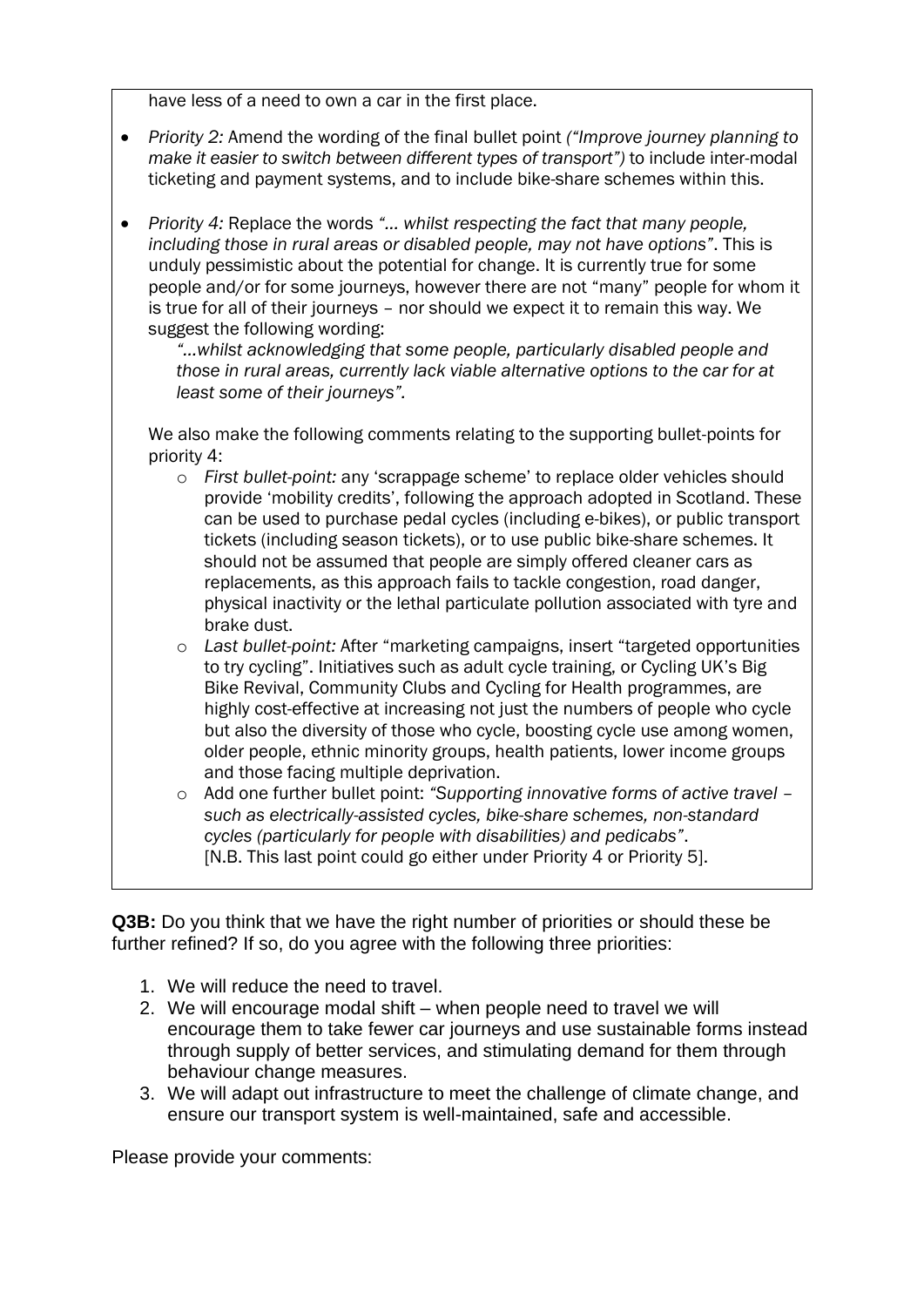have less of a need to own a car in the first place.

- *Priority 2:* Amend the wording of the final bullet point *("Improve journey planning to make it easier to switch between different types of transport")* to include inter-modal ticketing and payment systems, and to include bike-share schemes within this.

- *Priority 4:* Replace the words *"… whilst respecting the fact that many people, including those in rural areas or disabled people, may not have options"*. This is unduly pessimistic about the potential for change. It is currently true for some people and/or for some journeys, however there are not "many" people for whom it is true for all of their journeys – nor should we expect it to remain this way. We suggest the following wording:

  *"…whilst acknowledging that some people, particularly disabled people and those in rural areas, currently lack viable alternative options to the car for at least some of their journeys"*.

  We also make the following comments relating to the supporting bullet-points for priority 4:

  - *First bullet-point:* any 'scrappage scheme' to replace older vehicles should provide 'mobility credits', following the approach adopted in Scotland. These can be used to purchase pedal cycles (including e-bikes), or public transport tickets (including season tickets), or to use public bike-share schemes. It should not be assumed that people are simply offered cleaner cars as replacements, as this approach fails to tackle congestion, road danger, physical inactivity or the lethal particulate pollution associated with tyre and brake dust.
  - *Last bullet-point:* After "marketing campaigns, insert "targeted opportunities to try cycling". Initiatives such as adult cycle training, or Cycling UK's Big Bike Revival, Community Clubs and Cycling for Health programmes, are highly cost-effective at increasing not just the numbers of people who cycle but also the diversity of those who cycle, boosting cycle use among women, older people, ethnic minority groups, health patients, lower income groups and those facing multiple deprivation.
  - Add one further bullet point: *"Supporting innovative forms of active travel – such as electrically-assisted cycles, bike-share schemes, non-standard cycles (particularly for people with disabilities) and pedicabs"*. [N.B. This last point could go either under Priority 4 or Priority 5].

**Q3B:** Do you think that we have the right number of priorities or should these be further refined? If so, do you agree with the following three priorities:

1. We will reduce the need to travel.
2. We will encourage modal shift – when people need to travel we will encourage them to take fewer car journeys and use sustainable forms instead through supply of better services, and stimulating demand for them through behaviour change measures.
3. We will adapt out infrastructure to meet the challenge of climate change, and ensure our transport system is well-maintained, safe and accessible.

Please provide your comments: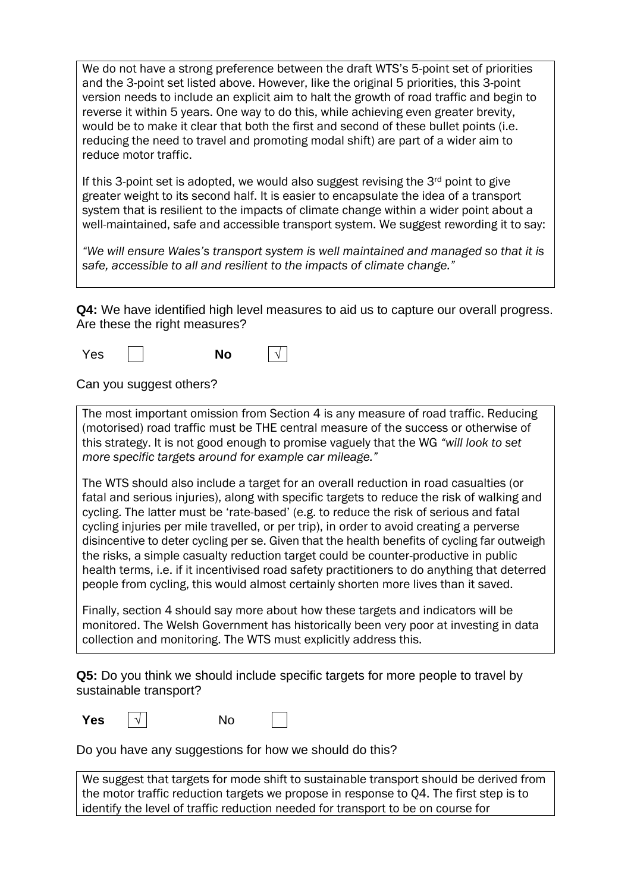We do not have a strong preference between the draft WTS's 5-point set of priorities and the 3-point set listed above. However, like the original 5 priorities, this 3-point version needs to include an explicit aim to halt the growth of road traffic and begin to reverse it within 5 years. One way to do this, while achieving even greater brevity, would be to make it clear that both the first and second of these bullet points (i.e. reducing the need to travel and promoting modal shift) are part of a wider aim to reduce motor traffic.

If this 3-point set is adopted, we would also suggest revising the 3rd point to give greater weight to its second half. It is easier to encapsulate the idea of a transport system that is resilient to the impacts of climate change within a wider point about a well-maintained, safe and accessible transport system. We suggest rewording it to say:

*"We will ensure Wales's transport system is well maintained and managed so that it is safe, accessible to all and resilient to the impacts of climate change."*

**Q4:** We have identified high level measures to aid us to capture our overall progress. Are these the right measures?

Yes ☐ **No** ☑

Can you suggest others?

The most important omission from Section 4 is any measure of road traffic. Reducing (motorised) road traffic must be THE central measure of the success or otherwise of this strategy. It is not good enough to promise vaguely that the WG *"will look to set more specific targets around for example car mileage."*

The WTS should also include a target for an overall reduction in road casualties (or fatal and serious injuries), along with specific targets to reduce the risk of walking and cycling. The latter must be 'rate-based' (e.g. to reduce the risk of serious and fatal cycling injuries per mile travelled, or per trip), in order to avoid creating a perverse disincentive to deter cycling per se. Given that the health benefits of cycling far outweigh the risks, a simple casualty reduction target could be counter-productive in public health terms, i.e. if it incentivised road safety practitioners to do anything that deterred people from cycling, this would almost certainly shorten more lives than it saved.

Finally, section 4 should say more about how these targets and indicators will be monitored. The Welsh Government has historically been very poor at investing in data collection and monitoring. The WTS must explicitly address this.

**Q5:** Do you think we should include specific targets for more people to travel by sustainable transport?

**Yes** ☑ No ☐

Do you have any suggestions for how we should do this?

We suggest that targets for mode shift to sustainable transport should be derived from the motor traffic reduction targets we propose in response to Q4. The first step is to identify the level of traffic reduction needed for transport to be on course for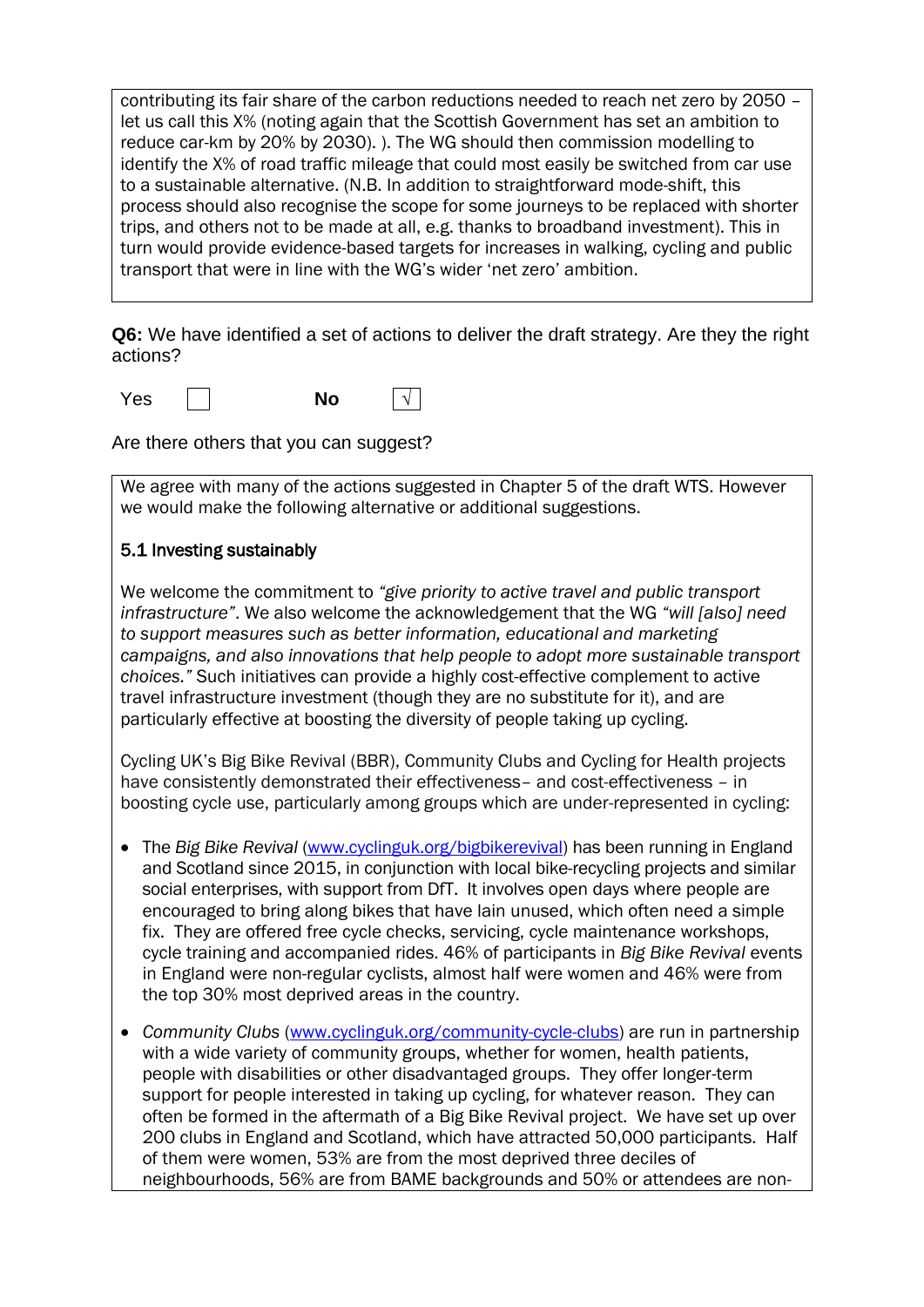contributing its fair share of the carbon reductions needed to reach net zero by 2050 – let us call this X% (noting again that the Scottish Government has set an ambition to reduce car-km by 20% by 2030). ). The WG should then commission modelling to identify the X% of road traffic mileage that could most easily be switched from car use to a sustainable alternative. (N.B. In addition to straightforward mode-shift, this process should also recognise the scope for some journeys to be replaced with shorter trips, and others not to be made at all, e.g. thanks to broadband investment). This in turn would provide evidence-based targets for increases in walking, cycling and public transport that were in line with the WG's wider 'net zero' ambition.

**Q6:** We have identified a set of actions to deliver the draft strategy. Are they the right actions?

Yes ☐ **No** ☑ √

Are there others that you can suggest?

We agree with many of the actions suggested in Chapter 5 of the draft WTS. However we would make the following alternative or additional suggestions.

5.1 Investing sustainably

We welcome the commitment to *"give priority to active travel and public transport infrastructure"*. We also welcome the acknowledgement that the WG *"will [also] need to support measures such as better information, educational and marketing campaigns, and also innovations that help people to adopt more sustainable transport choices."* Such initiatives can provide a highly cost-effective complement to active travel infrastructure investment (though they are no substitute for it), and are particularly effective at boosting the diversity of people taking up cycling.

Cycling UK's Big Bike Revival (BBR), Community Clubs and Cycling for Health projects have consistently demonstrated their effectiveness– and cost-effectiveness – in boosting cycle use, particularly among groups which are under-represented in cycling:

- The *Big Bike Revival* (www.cyclinguk.org/bigbikerevival) has been running in England and Scotland since 2015, in conjunction with local bike-recycling projects and similar social enterprises, with support from DfT. It involves open days where people are encouraged to bring along bikes that have lain unused, which often need a simple fix. They are offered free cycle checks, servicing, cycle maintenance workshops, cycle training and accompanied rides. 46% of participants in *Big Bike Revival* events in England were non-regular cyclists, almost half were women and 46% were from the top 30% most deprived areas in the country.

- *Community Clubs* (www.cyclinguk.org/community-cycle-clubs) are run in partnership with a wide variety of community groups, whether for women, health patients, people with disabilities or other disadvantaged groups. They offer longer-term support for people interested in taking up cycling, for whatever reason. They can often be formed in the aftermath of a Big Bike Revival project. We have set up over 200 clubs in England and Scotland, which have attracted 50,000 participants. Half of them were women, 53% are from the most deprived three deciles of neighbourhoods, 56% are from BAME backgrounds and 50% or attendees are non-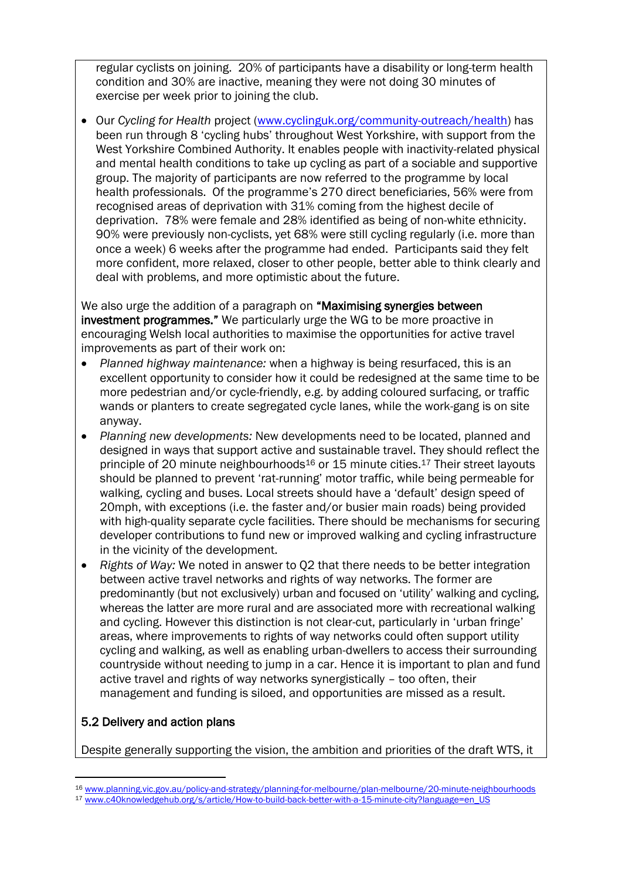regular cyclists on joining. 20% of participants have a disability or long-term health condition and 30% are inactive, meaning they were not doing 30 minutes of exercise per week prior to joining the club.

- Our *Cycling for Health* project (www.cyclinguk.org/community-outreach/health) has been run through 8 'cycling hubs' throughout West Yorkshire, with support from the West Yorkshire Combined Authority. It enables people with inactivity-related physical and mental health conditions to take up cycling as part of a sociable and supportive group. The majority of participants are now referred to the programme by local health professionals. Of the programme's 270 direct beneficiaries, 56% were from recognised areas of deprivation with 31% coming from the highest decile of deprivation. 78% were female and 28% identified as being of non-white ethnicity. 90% were previously non-cyclists, yet 68% were still cycling regularly (i.e. more than once a week) 6 weeks after the programme had ended. Participants said they felt more confident, more relaxed, closer to other people, better able to think clearly and deal with problems, and more optimistic about the future.

We also urge the addition of a paragraph on **"Maximising synergies between investment programmes."** We particularly urge the WG to be more proactive in encouraging Welsh local authorities to maximise the opportunities for active travel improvements as part of their work on:

- *Planned highway maintenance:* when a highway is being resurfaced, this is an excellent opportunity to consider how it could be redesigned at the same time to be more pedestrian and/or cycle-friendly, e.g. by adding coloured surfacing, or traffic wands or planters to create segregated cycle lanes, while the work-gang is on site anyway.
- *Planning new developments:* New developments need to be located, planned and designed in ways that support active and sustainable travel. They should reflect the principle of 20 minute neighbourhoods[16] or 15 minute cities.[17] Their street layouts should be planned to prevent 'rat-running' motor traffic, while being permeable for walking, cycling and buses. Local streets should have a 'default' design speed of 20mph, with exceptions (i.e. the faster and/or busier main roads) being provided with high-quality separate cycle facilities. There should be mechanisms for securing developer contributions to fund new or improved walking and cycling infrastructure in the vicinity of the development.
- *Rights of Way:* We noted in answer to Q2 that there needs to be better integration between active travel networks and rights of way networks. The former are predominantly (but not exclusively) urban and focused on 'utility' walking and cycling, whereas the latter are more rural and are associated more with recreational walking and cycling. However this distinction is not clear-cut, particularly in 'urban fringe' areas, where improvements to rights of way networks could often support utility cycling and walking, as well as enabling urban-dwellers to access their surrounding countryside without needing to jump in a car. Hence it is important to plan and fund active travel and rights of way networks synergistically – too often, their management and funding is siloed, and opportunities are missed as a result.

## 5.2 Delivery and action plans

Despite generally supporting the vision, the ambition and priorities of the draft WTS, it

[16] www.planning.vic.gov.au/policy-and-strategy/planning-for-melbourne/plan-melbourne/20-minute-neighbourhoods

[17] www.c40knowledgehub.org/s/article/How-to-build-back-better-with-a-15-minute-city?language=en_US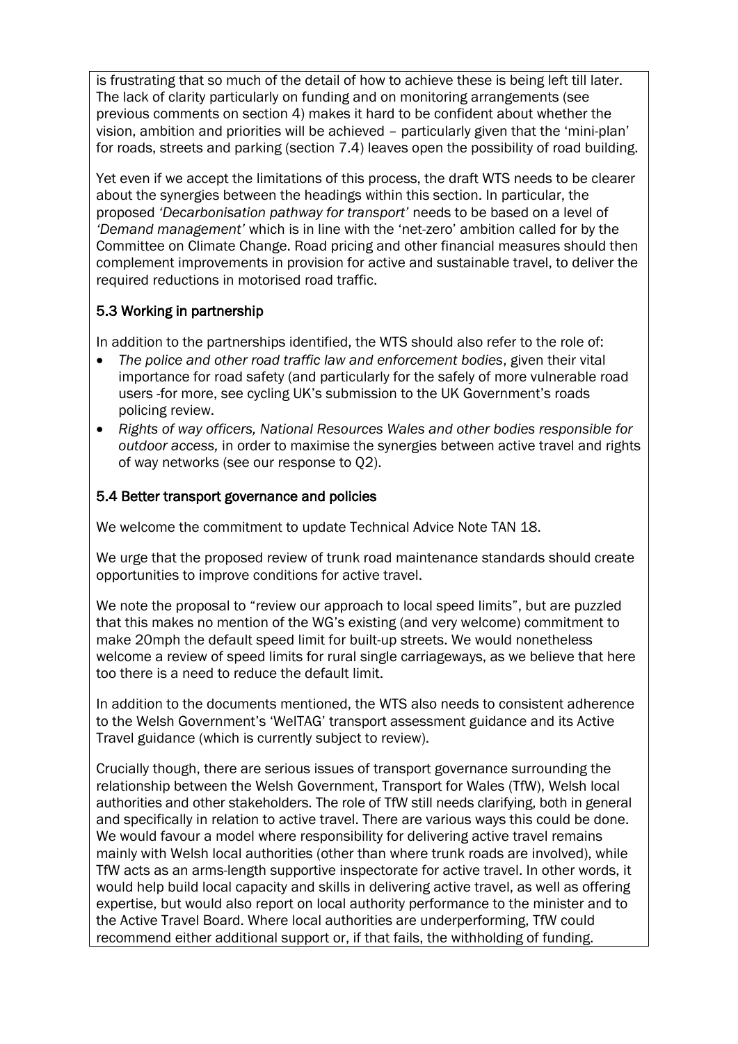is frustrating that so much of the detail of how to achieve these is being left till later. The lack of clarity particularly on funding and on monitoring arrangements (see previous comments on section 4) makes it hard to be confident about whether the vision, ambition and priorities will be achieved – particularly given that the 'mini-plan' for roads, streets and parking (section 7.4) leaves open the possibility of road building.

Yet even if we accept the limitations of this process, the draft WTS needs to be clearer about the synergies between the headings within this section. In particular, the proposed *'Decarbonisation pathway for transport'* needs to be based on a level of *'Demand management'* which is in line with the 'net-zero' ambition called for by the Committee on Climate Change. Road pricing and other financial measures should then complement improvements in provision for active and sustainable travel, to deliver the required reductions in motorised road traffic.

### 5.3 Working in partnership

In addition to the partnerships identified, the WTS should also refer to the role of:

- *The police and other road traffic law and enforcement bodies*, given their vital importance for road safety (and particularly for the safely of more vulnerable road users -for more, see cycling UK's submission to the UK Government's roads policing review.
- *Rights of way officers, National Resources Wales and other bodies responsible for outdoor access,* in order to maximise the synergies between active travel and rights of way networks (see our response to Q2).

### 5.4 Better transport governance and policies

We welcome the commitment to update Technical Advice Note TAN 18.

We urge that the proposed review of trunk road maintenance standards should create opportunities to improve conditions for active travel.

We note the proposal to "review our approach to local speed limits", but are puzzled that this makes no mention of the WG's existing (and very welcome) commitment to make 20mph the default speed limit for built-up streets. We would nonetheless welcome a review of speed limits for rural single carriageways, as we believe that here too there is a need to reduce the default limit.

In addition to the documents mentioned, the WTS also needs to consistent adherence to the Welsh Government's 'WelTAG' transport assessment guidance and its Active Travel guidance (which is currently subject to review).

Crucially though, there are serious issues of transport governance surrounding the relationship between the Welsh Government, Transport for Wales (TfW), Welsh local authorities and other stakeholders. The role of TfW still needs clarifying, both in general and specifically in relation to active travel. There are various ways this could be done. We would favour a model where responsibility for delivering active travel remains mainly with Welsh local authorities (other than where trunk roads are involved), while TfW acts as an arms-length supportive inspectorate for active travel. In other words, it would help build local capacity and skills in delivering active travel, as well as offering expertise, but would also report on local authority performance to the minister and to the Active Travel Board. Where local authorities are underperforming, TfW could recommend either additional support or, if that fails, the withholding of funding.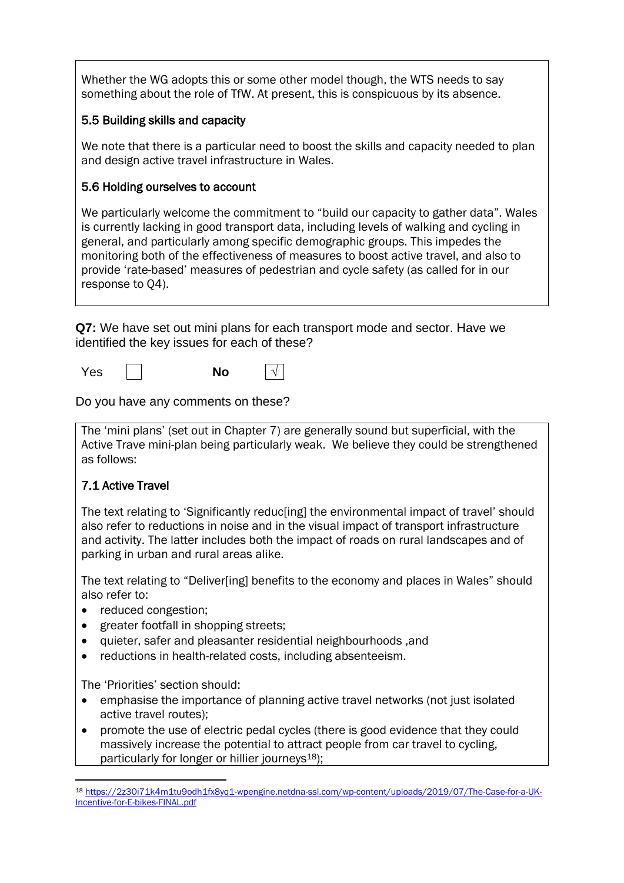Whether the WG adopts this or some other model though, the WTS needs to say something about the role of TfW. At present, this is conspicuous by its absence.

### 5.5 Building skills and capacity

We note that there is a particular need to boost the skills and capacity needed to plan and design active travel infrastructure in Wales.

### 5.6 Holding ourselves to account

We particularly welcome the commitment to "build our capacity to gather data". Wales is currently lacking in good transport data, including levels of walking and cycling in general, and particularly among specific demographic groups. This impedes the monitoring both of the effectiveness of measures to boost active travel, and also to provide 'rate-based' measures of pedestrian and cycle safety (as called for in our response to Q4).

**Q7:** We have set out mini plans for each transport mode and sector. Have we identified the key issues for each of these?

Yes ☐ **No** ☑

Do you have any comments on these?

The 'mini plans' (set out in Chapter 7) are generally sound but superficial, with the Active Trave mini-plan being particularly weak. We believe they could be strengthened as follows:

### 7.1 Active Travel

The text relating to 'Significantly reduc[ing] the environmental impact of travel' should also refer to reductions in noise and in the visual impact of transport infrastructure and activity. The latter includes both the impact of roads on rural landscapes and of parking in urban and rural areas alike.

The text relating to "Deliver[ing] benefits to the economy and places in Wales" should also refer to:

- reduced congestion;
- greater footfall in shopping streets;
- quieter, safer and pleasanter residential neighbourhoods ,and
- reductions in health-related costs, including absenteeism.

The 'Priorities' section should:

- emphasise the importance of planning active travel networks (not just isolated active travel routes);
- promote the use of electric pedal cycles (there is good evidence that they could massively increase the potential to attract people from car travel to cycling, particularly for longer or hillier journeys[18]);

[18] https://2z30i71k4m1tu9odh1fx8yq1-wpengine.netdna-ssl.com/wp-content/uploads/2019/07/The-Case-for-a-UK-Incentive-for-E-bikes-FINAL.pdf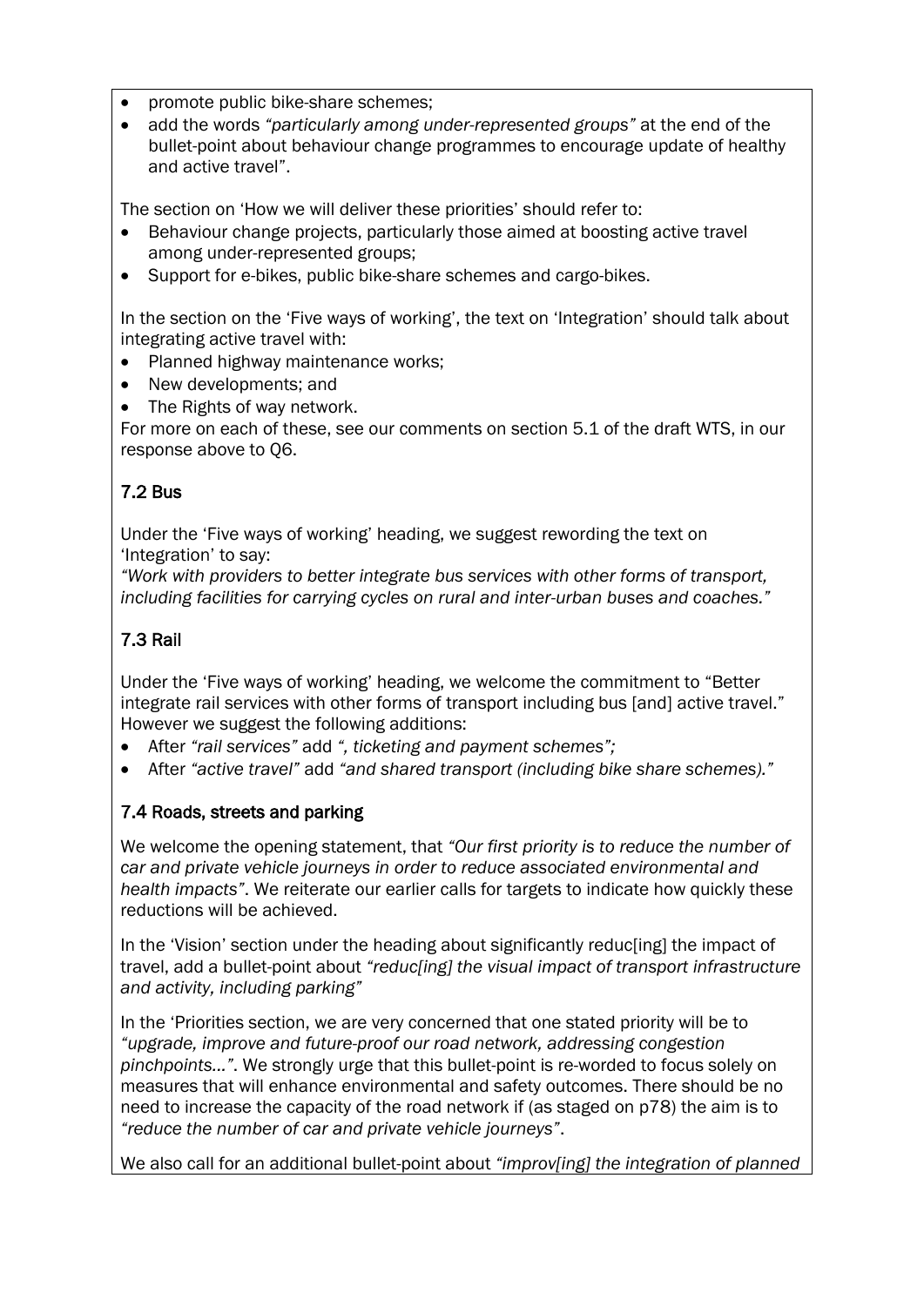- promote public bike-share schemes;
- add the words *"particularly among under-represented groups"* at the end of the bullet-point about behaviour change programmes to encourage update of healthy and active travel".

The section on 'How we will deliver these priorities' should refer to:

- Behaviour change projects, particularly those aimed at boosting active travel among under-represented groups;
- Support for e-bikes, public bike-share schemes and cargo-bikes.

In the section on the 'Five ways of working', the text on 'Integration' should talk about integrating active travel with:

- Planned highway maintenance works;
- New developments; and
- The Rights of way network.

For more on each of these, see our comments on section 5.1 of the draft WTS, in our response above to Q6.

## 7.2 Bus

Under the 'Five ways of working' heading, we suggest rewording the text on 'Integration' to say:

*"Work with providers to better integrate bus services with other forms of transport, including facilities for carrying cycles on rural and inter-urban buses and coaches."*

## 7.3 Rail

Under the 'Five ways of working' heading, we welcome the commitment to "Better integrate rail services with other forms of transport including bus [and] active travel." However we suggest the following additions:

- After *"rail services"* add *", ticketing and payment schemes";*
- After *"active travel"* add *"and shared transport (including bike share schemes)."*

## 7.4 Roads, streets and parking

We welcome the opening statement, that *"Our first priority is to reduce the number of car and private vehicle journeys in order to reduce associated environmental and health impacts"*. We reiterate our earlier calls for targets to indicate how quickly these reductions will be achieved.

In the 'Vision' section under the heading about significantly reduc[ing] the impact of travel, add a bullet-point about *"reduc[ing] the visual impact of transport infrastructure and activity, including parking"*

In the 'Priorities section, we are very concerned that one stated priority will be to *"upgrade, improve and future-proof our road network, addressing congestion pinchpoints…"*. We strongly urge that this bullet-point is re-worded to focus solely on measures that will enhance environmental and safety outcomes. There should be no need to increase the capacity of the road network if (as staged on p78) the aim is to *"reduce the number of car and private vehicle journeys"*.

We also call for an additional bullet-point about *"improv[ing] the integration of planned*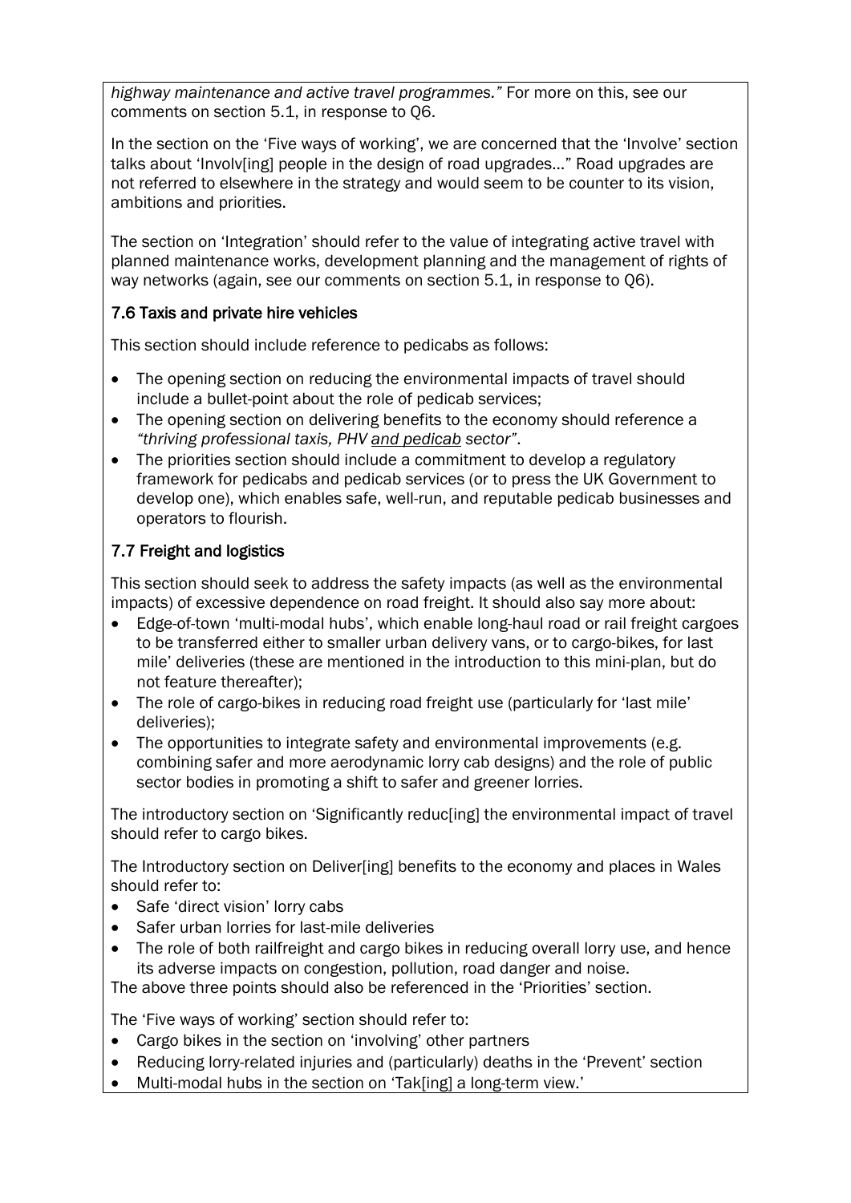*highway maintenance and active travel programmes."* For more on this, see our comments on section 5.1, in response to Q6.

In the section on the 'Five ways of working', we are concerned that the 'Involve' section talks about 'Involv[ing] people in the design of road upgrades…" Road upgrades are not referred to elsewhere in the strategy and would seem to be counter to its vision, ambitions and priorities.

The section on 'Integration' should refer to the value of integrating active travel with planned maintenance works, development planning and the management of rights of way networks (again, see our comments on section 5.1, in response to Q6).

### 7.6 Taxis and private hire vehicles

This section should include reference to pedicabs as follows:

- The opening section on reducing the environmental impacts of travel should include a bullet-point about the role of pedicab services;
- The opening section on delivering benefits to the economy should reference a *"thriving professional taxis, PHV <u>and pedicab</u> sector"*.
- The priorities section should include a commitment to develop a regulatory framework for pedicabs and pedicab services (or to press the UK Government to develop one), which enables safe, well-run, and reputable pedicab businesses and operators to flourish.

### 7.7 Freight and logistics

This section should seek to address the safety impacts (as well as the environmental impacts) of excessive dependence on road freight. It should also say more about:

- Edge-of-town 'multi-modal hubs', which enable long-haul road or rail freight cargoes to be transferred either to smaller urban delivery vans, or to cargo-bikes, for last mile' deliveries (these are mentioned in the introduction to this mini-plan, but do not feature thereafter);
- The role of cargo-bikes in reducing road freight use (particularly for 'last mile' deliveries);
- The opportunities to integrate safety and environmental improvements (e.g. combining safer and more aerodynamic lorry cab designs) and the role of public sector bodies in promoting a shift to safer and greener lorries.

The introductory section on 'Significantly reduc[ing] the environmental impact of travel should refer to cargo bikes.

The Introductory section on Deliver[ing] benefits to the economy and places in Wales should refer to:

- Safe 'direct vision' lorry cabs
- Safer urban lorries for last-mile deliveries
- The role of both railfreight and cargo bikes in reducing overall lorry use, and hence its adverse impacts on congestion, pollution, road danger and noise.

The above three points should also be referenced in the 'Priorities' section.

The 'Five ways of working' section should refer to:

- Cargo bikes in the section on 'involving' other partners
- Reducing lorry-related injuries and (particularly) deaths in the 'Prevent' section
- Multi-modal hubs in the section on 'Tak[ing] a long-term view.'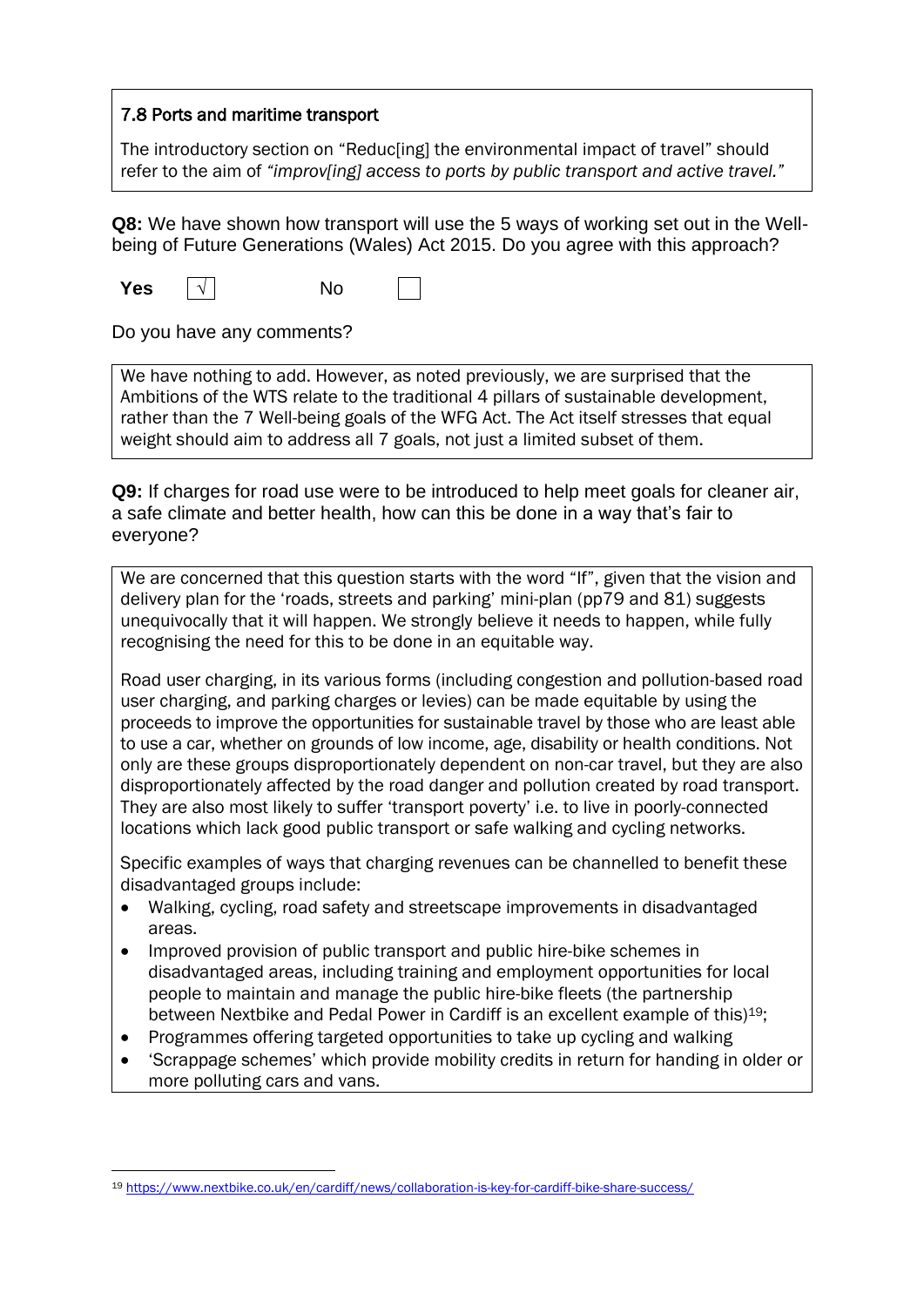**7.8 Ports and maritime transport**

The introductory section on "Reduc[ing] the environmental impact of travel" should refer to the aim of *"improv[ing] access to ports by public transport and active travel."*

**Q8:** We have shown how transport will use the 5 ways of working set out in the Well-being of Future Generations (Wales) Act 2015. Do you agree with this approach?

**Yes** ☑ No ☐

Do you have any comments?

We have nothing to add. However, as noted previously, we are surprised that the Ambitions of the WTS relate to the traditional 4 pillars of sustainable development, rather than the 7 Well-being goals of the WFG Act. The Act itself stresses that equal weight should aim to address all 7 goals, not just a limited subset of them.

**Q9:** If charges for road use were to be introduced to help meet goals for cleaner air, a safe climate and better health, how can this be done in a way that's fair to everyone?

We are concerned that this question starts with the word "If", given that the vision and delivery plan for the 'roads, streets and parking' mini-plan (pp79 and 81) suggests unequivocally that it will happen. We strongly believe it needs to happen, while fully recognising the need for this to be done in an equitable way.

Road user charging, in its various forms (including congestion and pollution-based road user charging, and parking charges or levies) can be made equitable by using the proceeds to improve the opportunities for sustainable travel by those who are least able to use a car, whether on grounds of low income, age, disability or health conditions. Not only are these groups disproportionately dependent on non-car travel, but they are also disproportionately affected by the road danger and pollution created by road transport. They are also most likely to suffer 'transport poverty' i.e. to live in poorly-connected locations which lack good public transport or safe walking and cycling networks.

Specific examples of ways that charging revenues can be channelled to benefit these disadvantaged groups include:

- Walking, cycling, road safety and streetscape improvements in disadvantaged areas.
- Improved provision of public transport and public hire-bike schemes in disadvantaged areas, including training and employment opportunities for local people to maintain and manage the public hire-bike fleets (the partnership between Nextbike and Pedal Power in Cardiff is an excellent example of this)[19];
- Programmes offering targeted opportunities to take up cycling and walking
- 'Scrappage schemes' which provide mobility credits in return for handing in older or more polluting cars and vans.

[19] https://www.nextbike.co.uk/en/cardiff/news/collaboration-is-key-for-cardiff-bike-share-success/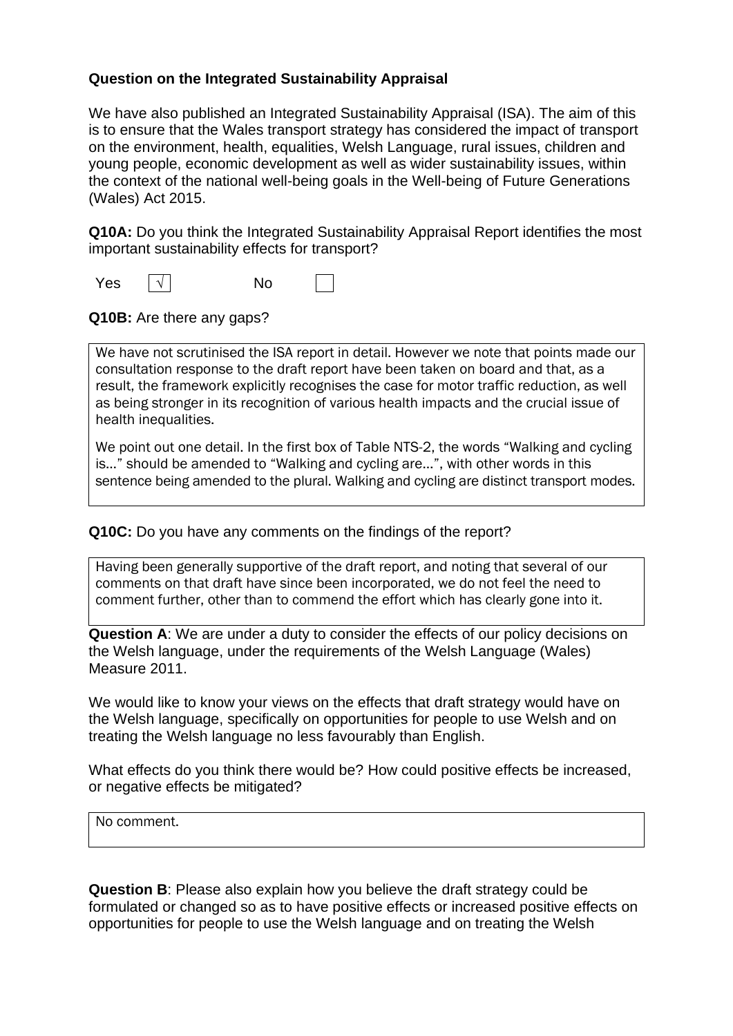**Question on the Integrated Sustainability Appraisal**

We have also published an Integrated Sustainability Appraisal (ISA). The aim of this is to ensure that the Wales transport strategy has considered the impact of transport on the environment, health, equalities, Welsh Language, rural issues, children and young people, economic development as well as wider sustainability issues, within the context of the national well-being goals in the Well-being of Future Generations (Wales) Act 2015.

**Q10A:** Do you think the Integrated Sustainability Appraisal Report identifies the most important sustainability effects for transport?

Yes [√] No [ ]

**Q10B:** Are there any gaps?

We have not scrutinised the ISA report in detail. However we note that points made our consultation response to the draft report have been taken on board and that, as a result, the framework explicitly recognises the case for motor traffic reduction, as well as being stronger in its recognition of various health impacts and the crucial issue of health inequalities.

We point out one detail. In the first box of Table NTS-2, the words "Walking and cycling is…" should be amended to "Walking and cycling are…", with other words in this sentence being amended to the plural. Walking and cycling are distinct transport modes.

**Q10C:** Do you have any comments on the findings of the report?

Having been generally supportive of the draft report, and noting that several of our comments on that draft have since been incorporated, we do not feel the need to comment further, other than to commend the effort which has clearly gone into it.

**Question A**: We are under a duty to consider the effects of our policy decisions on the Welsh language, under the requirements of the Welsh Language (Wales) Measure 2011.

We would like to know your views on the effects that draft strategy would have on the Welsh language, specifically on opportunities for people to use Welsh and on treating the Welsh language no less favourably than English.

What effects do you think there would be? How could positive effects be increased, or negative effects be mitigated?

No comment.

**Question B**: Please also explain how you believe the draft strategy could be formulated or changed so as to have positive effects or increased positive effects on opportunities for people to use the Welsh language and on treating the Welsh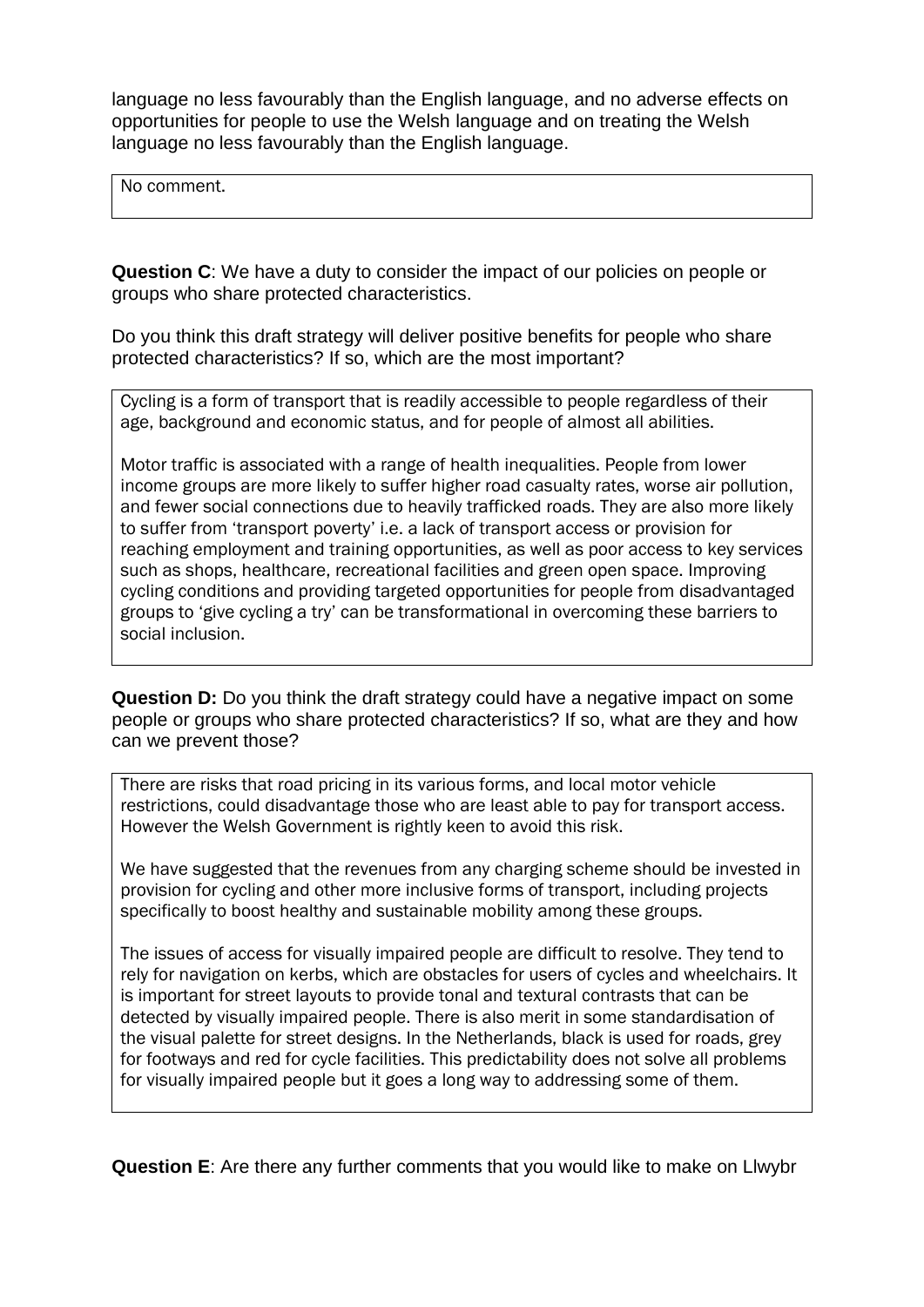language no less favourably than the English language, and no adverse effects on opportunities for people to use the Welsh language and on treating the Welsh language no less favourably than the English language.

> No comment.

**Question C**: We have a duty to consider the impact of our policies on people or groups who share protected characteristics.

Do you think this draft strategy will deliver positive benefits for people who share protected characteristics? If so, which are the most important?

> Cycling is a form of transport that is readily accessible to people regardless of their age, background and economic status, and for people of almost all abilities.
>
> Motor traffic is associated with a range of health inequalities. People from lower income groups are more likely to suffer higher road casualty rates, worse air pollution, and fewer social connections due to heavily trafficked roads. They are also more likely to suffer from 'transport poverty' i.e. a lack of transport access or provision for reaching employment and training opportunities, as well as poor access to key services such as shops, healthcare, recreational facilities and green open space. Improving cycling conditions and providing targeted opportunities for people from disadvantaged groups to 'give cycling a try' can be transformational in overcoming these barriers to social inclusion.

**Question D:** Do you think the draft strategy could have a negative impact on some people or groups who share protected characteristics? If so, what are they and how can we prevent those?

> There are risks that road pricing in its various forms, and local motor vehicle restrictions, could disadvantage those who are least able to pay for transport access. However the Welsh Government is rightly keen to avoid this risk.
>
> We have suggested that the revenues from any charging scheme should be invested in provision for cycling and other more inclusive forms of transport, including projects specifically to boost healthy and sustainable mobility among these groups.
>
> The issues of access for visually impaired people are difficult to resolve. They tend to rely for navigation on kerbs, which are obstacles for users of cycles and wheelchairs. It is important for street layouts to provide tonal and textural contrasts that can be detected by visually impaired people. There is also merit in some standardisation of the visual palette for street designs. In the Netherlands, black is used for roads, grey for footways and red for cycle facilities. This predictability does not solve all problems for visually impaired people but it goes a long way to addressing some of them.

**Question E**: Are there any further comments that you would like to make on Llwybr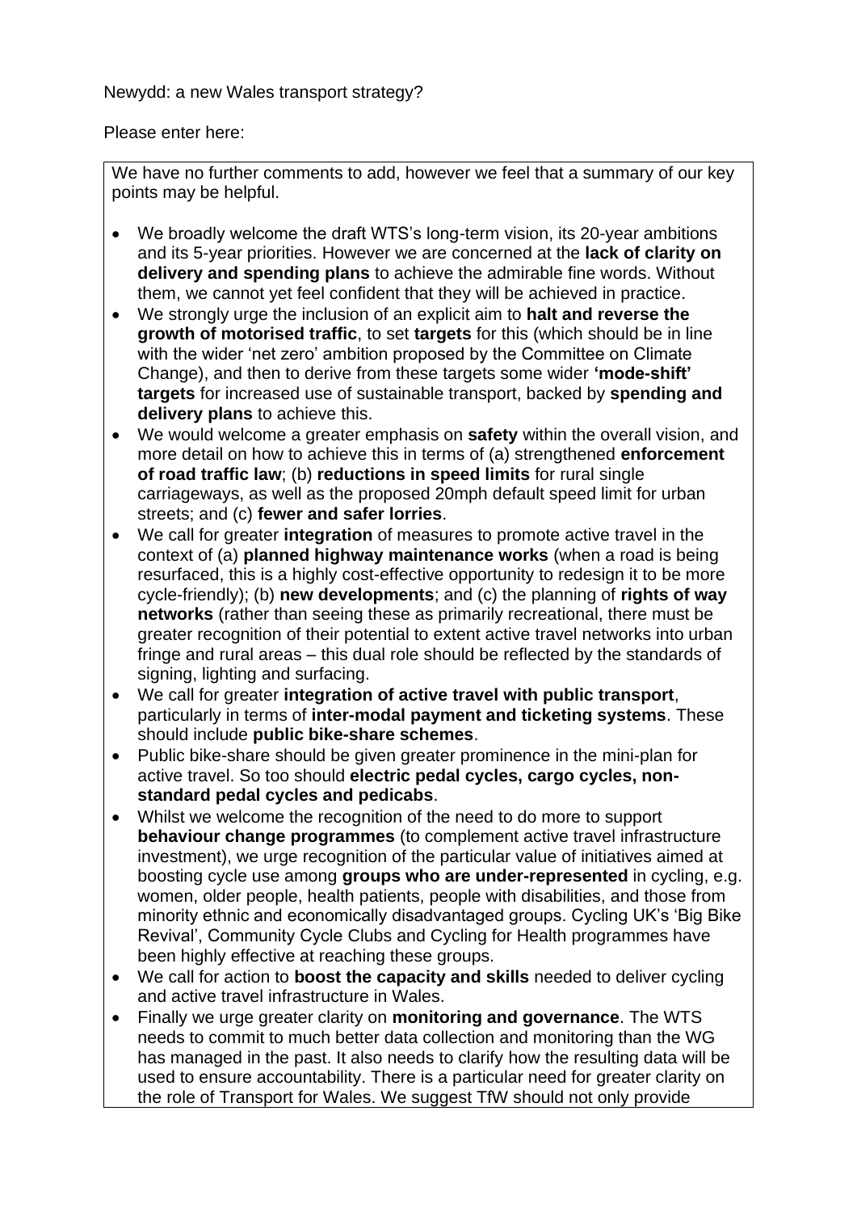Newydd: a new Wales transport strategy?

Please enter here:

We have no further comments to add, however we feel that a summary of our key points may be helpful.

- We broadly welcome the draft WTS's long-term vision, its 20-year ambitions and its 5-year priorities. However we are concerned at the **lack of clarity on delivery and spending plans** to achieve the admirable fine words. Without them, we cannot yet feel confident that they will be achieved in practice.
- We strongly urge the inclusion of an explicit aim to **halt and reverse the growth of motorised traffic**, to set **targets** for this (which should be in line with the wider 'net zero' ambition proposed by the Committee on Climate Change), and then to derive from these targets some wider **'mode-shift' targets** for increased use of sustainable transport, backed by **spending and delivery plans** to achieve this.
- We would welcome a greater emphasis on **safety** within the overall vision, and more detail on how to achieve this in terms of (a) strengthened **enforcement of road traffic law**; (b) **reductions in speed limits** for rural single carriageways, as well as the proposed 20mph default speed limit for urban streets; and (c) **fewer and safer lorries**.
- We call for greater **integration** of measures to promote active travel in the context of (a) **planned highway maintenance works** (when a road is being resurfaced, this is a highly cost-effective opportunity to redesign it to be more cycle-friendly); (b) **new developments**; and (c) the planning of **rights of way networks** (rather than seeing these as primarily recreational, there must be greater recognition of their potential to extent active travel networks into urban fringe and rural areas – this dual role should be reflected by the standards of signing, lighting and surfacing.
- We call for greater **integration of active travel with public transport**, particularly in terms of **inter-modal payment and ticketing systems**. These should include **public bike-share schemes**.
- Public bike-share should be given greater prominence in the mini-plan for active travel. So too should **electric pedal cycles, cargo cycles, non-standard pedal cycles and pedicabs**.
- Whilst we welcome the recognition of the need to do more to support **behaviour change programmes** (to complement active travel infrastructure investment), we urge recognition of the particular value of initiatives aimed at boosting cycle use among **groups who are under-represented** in cycling, e.g. women, older people, health patients, people with disabilities, and those from minority ethnic and economically disadvantaged groups. Cycling UK's 'Big Bike Revival', Community Cycle Clubs and Cycling for Health programmes have been highly effective at reaching these groups.
- We call for action to **boost the capacity and skills** needed to deliver cycling and active travel infrastructure in Wales.
- Finally we urge greater clarity on **monitoring and governance**. The WTS needs to commit to much better data collection and monitoring than the WG has managed in the past. It also needs to clarify how the resulting data will be used to ensure accountability. There is a particular need for greater clarity on the role of Transport for Wales. We suggest TfW should not only provide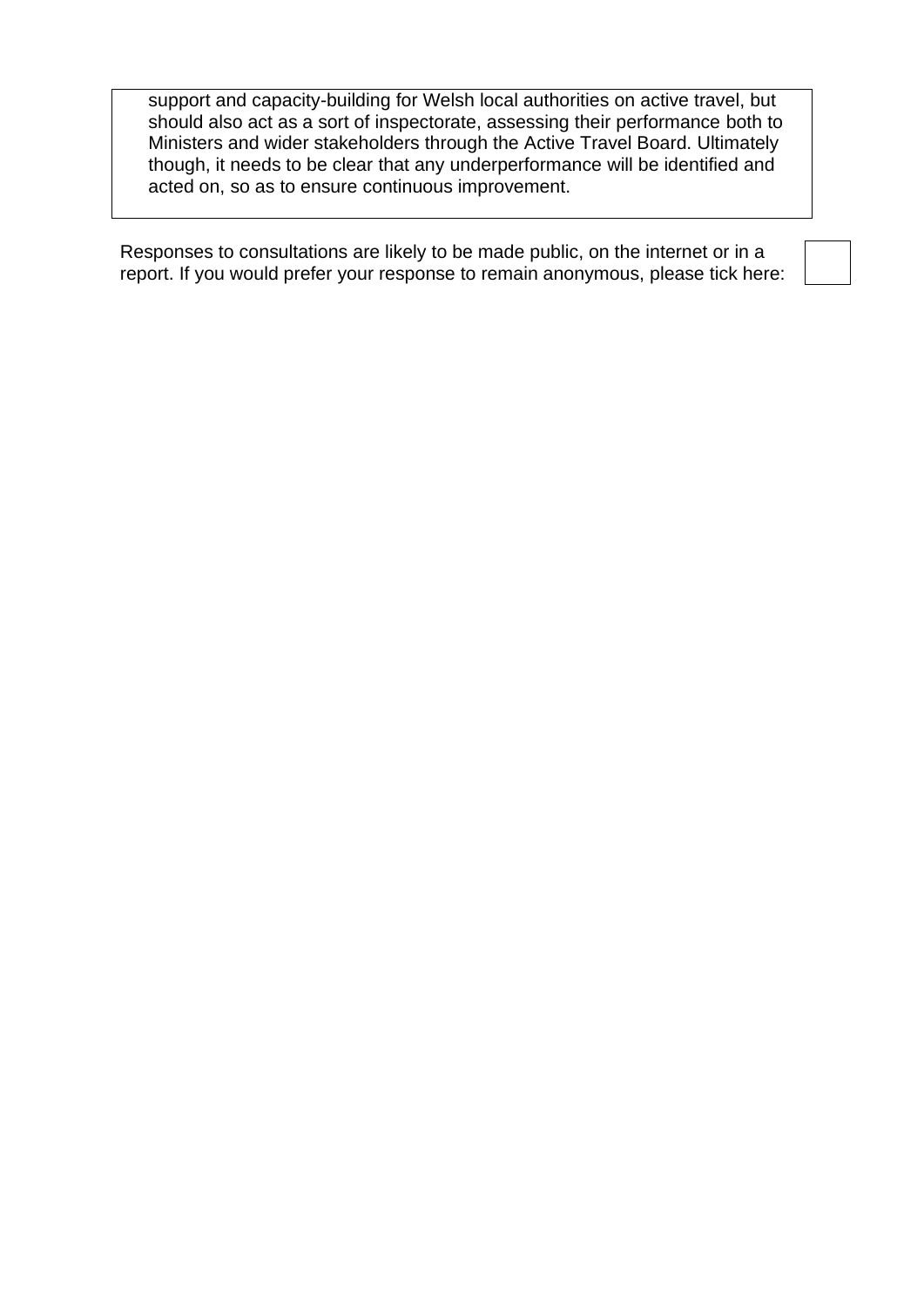support and capacity-building for Welsh local authorities on active travel, but should also act as a sort of inspectorate, assessing their performance both to Ministers and wider stakeholders through the Active Travel Board. Ultimately though, it needs to be clear that any underperformance will be identified and acted on, so as to ensure continuous improvement.

Responses to consultations are likely to be made public, on the internet or in a report. If you would prefer your response to remain anonymous, please tick here: ☐